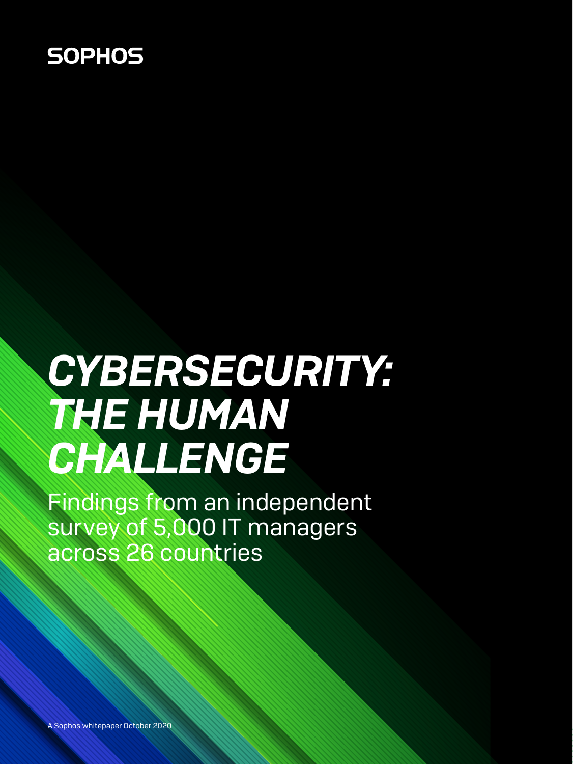SOPHOS

# CYBERSECURITY: THE HUMAN CHALLENGE

Findings from an independent survey of 5,000 IT managers across 26 countries

A Sophos whitepaper October 2020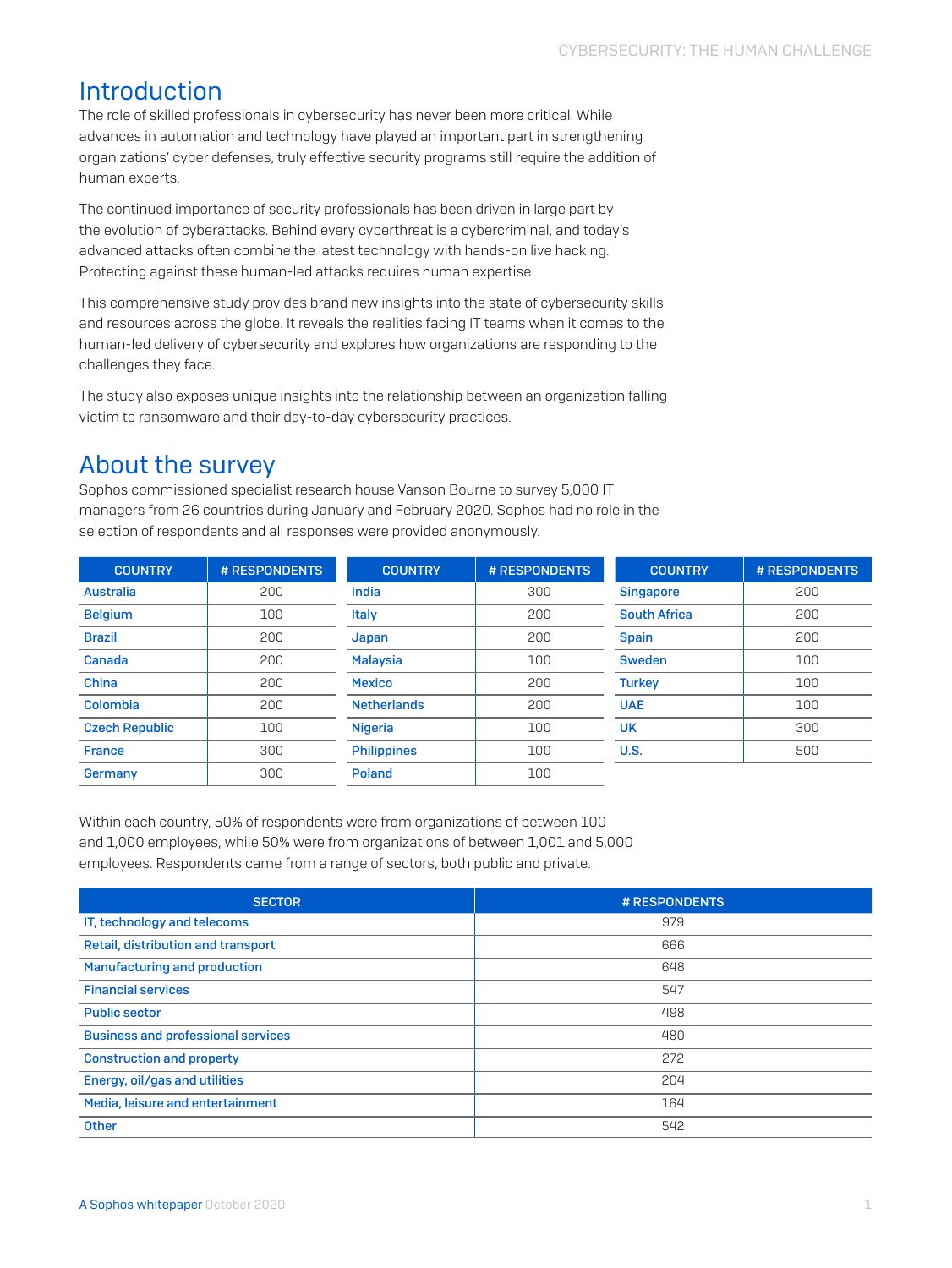## Introduction

The role of skilled professionals in cybersecurity has never been more critical. While advances in automation and technology have played an important part in strengthening organizations' cyber defenses, truly effective security programs still require the addition of human experts.

The continued importance of security professionals has been driven in large part by the evolution of cyberattacks. Behind every cyberthreat is a cybercriminal, and today's advanced attacks often combine the latest technology with hands-on live hacking. Protecting against these human-led attacks requires human expertise.

This comprehensive study provides brand new insights into the state of cybersecurity skills and resources across the globe. It reveals the realities facing IT teams when it comes to the human-led delivery of cybersecurity and explores how organizations are responding to the challenges they face.

The study also exposes unique insights into the relationship between an organization falling victim to ransomware and their day-to-day cybersecurity practices.

## About the survey

Sophos commissioned specialist research house Vanson Bourne to survey 5,000 IT managers from 26 countries during January and February 2020. Sophos had no role in the selection of respondents and all responses were provided anonymously.

| COUNTRY | # RESPONDENTS | COUNTRY | # RESPONDENTS | COUNTRY | # RESPONDENTS |
|---|---|---|---|---|---|
| Australia | 200 | India | 300 | Singapore | 200 |
| Belgium | 100 | Italy | 200 | South Africa | 200 |
| Brazil | 200 | Japan | 200 | Spain | 200 |
| Canada | 200 | Malaysia | 100 | Sweden | 100 |
| China | 200 | Mexico | 200 | Turkey | 100 |
| Colombia | 200 | Netherlands | 200 | UAE | 100 |
| Czech Republic | 100 | Nigeria | 100 | UK | 300 |
| France | 300 | Philippines | 100 | U.S. | 500 |
| Germany | 300 | Poland | 100 | | |

Within each country, 50% of respondents were from organizations of between 100 and 1,000 employees, while 50% were from organizations of between 1,001 and 5,000 employees. Respondents came from a range of sectors, both public and private.

| SECTOR | # RESPONDENTS |
|---|---|
| IT, technology and telecoms | 979 |
| Retail, distribution and transport | 666 |
| Manufacturing and production | 648 |
| Financial services | 547 |
| Public sector | 498 |
| Business and professional services | 480 |
| Construction and property | 272 |
| Energy, oil/gas and utilities | 204 |
| Media, leisure and entertainment | 164 |
| Other | 542 |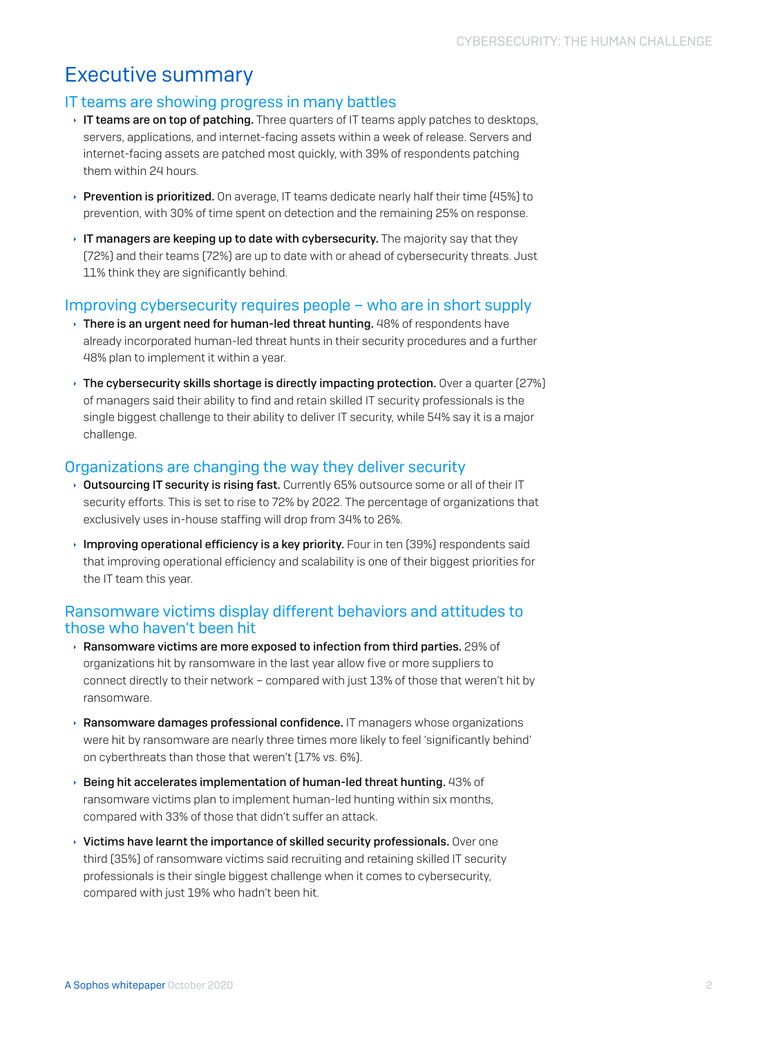# Executive summary

## IT teams are showing progress in many battles

- **IT teams are on top of patching.** Three quarters of IT teams apply patches to desktops, servers, applications, and internet-facing assets within a week of release. Servers and internet-facing assets are patched most quickly, with 39% of respondents patching them within 24 hours.
- **Prevention is prioritized.** On average, IT teams dedicate nearly half their time (45%) to prevention, with 30% of time spent on detection and the remaining 25% on response.
- **IT managers are keeping up to date with cybersecurity.** The majority say that they (72%) and their teams (72%) are up to date with or ahead of cybersecurity threats. Just 11% think they are significantly behind.

## Improving cybersecurity requires people – who are in short supply

- **There is an urgent need for human-led threat hunting.** 48% of respondents have already incorporated human-led threat hunts in their security procedures and a further 48% plan to implement it within a year.
- **The cybersecurity skills shortage is directly impacting protection.** Over a quarter (27%) of managers said their ability to find and retain skilled IT security professionals is the single biggest challenge to their ability to deliver IT security, while 54% say it is a major challenge.

## Organizations are changing the way they deliver security

- **Outsourcing IT security is rising fast.** Currently 65% outsource some or all of their IT security efforts. This is set to rise to 72% by 2022. The percentage of organizations that exclusively uses in-house staffing will drop from 34% to 26%.
- **Improving operational efficiency is a key priority.** Four in ten (39%) respondents said that improving operational efficiency and scalability is one of their biggest priorities for the IT team this year.

## Ransomware victims display different behaviors and attitudes to those who haven't been hit

- **Ransomware victims are more exposed to infection from third parties.** 29% of organizations hit by ransomware in the last year allow five or more suppliers to connect directly to their network – compared with just 13% of those that weren't hit by ransomware.
- **Ransomware damages professional confidence.** IT managers whose organizations were hit by ransomware are nearly three times more likely to feel 'significantly behind' on cyberthreats than those that weren't (17% vs. 6%).
- **Being hit accelerates implementation of human-led threat hunting.** 43% of ransomware victims plan to implement human-led hunting within six months, compared with 33% of those that didn't suffer an attack.
- **Victims have learnt the importance of skilled security professionals.** Over one third (35%) of ransomware victims said recruiting and retaining skilled IT security professionals is their single biggest challenge when it comes to cybersecurity, compared with just 19% who hadn't been hit.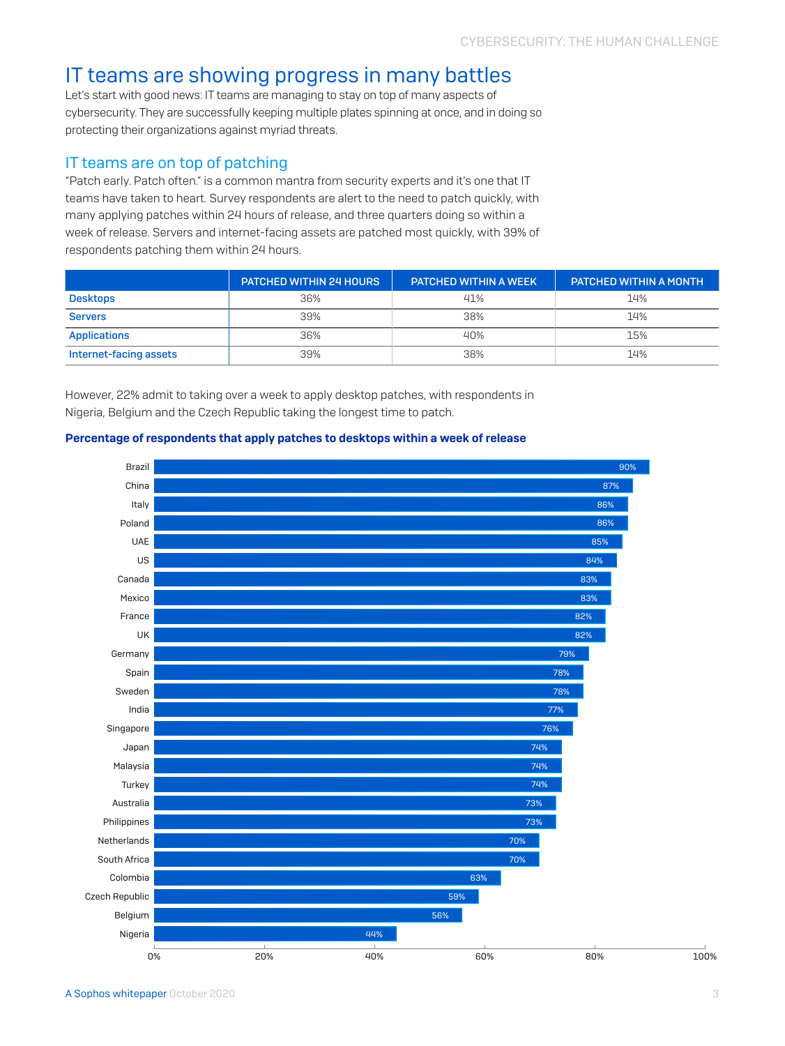# IT teams are showing progress in many battles

Let's start with good news: IT teams are managing to stay on top of many aspects of cybersecurity. They are successfully keeping multiple plates spinning at once, and in doing so protecting their organizations against myriad threats.

## IT teams are on top of patching

"Patch early. Patch often." is a common mantra from security experts and it's one that IT teams have taken to heart. Survey respondents are alert to the need to patch quickly, with many applying patches within 24 hours of release, and three quarters doing so within a week of release. Servers and internet-facing assets are patched most quickly, with 39% of respondents patching them within 24 hours.

| | PATCHED WITHIN 24 HOURS | PATCHED WITHIN A WEEK | PATCHED WITHIN A MONTH |
|---|---|---|---|
| Desktops | 36% | 41% | 14% |
| Servers | 39% | 38% | 14% |
| Applications | 36% | 40% | 15% |
| Internet-facing assets | 39% | 38% | 14% |

However, 22% admit to taking over a week to apply desktop patches, with respondents in Nigeria, Belgium and the Czech Republic taking the longest time to patch.

**Percentage of respondents that apply patches to desktops within a week of release**

| Country | Percentage |
|---|---|
| Brazil | 90% |
| China | 87% |
| Italy | 86% |
| Poland | 86% |
| UAE | 85% |
| US | 84% |
| Canada | 83% |
| Mexico | 83% |
| France | 82% |
| UK | 82% |
| Germany | 79% |
| Spain | 78% |
| Sweden | 78% |
| India | 77% |
| Singapore | 76% |
| Japan | 74% |
| Malaysia | 74% |
| Turkey | 74% |
| Australia | 73% |
| Philippines | 73% |
| Netherlands | 70% |
| South Africa | 70% |
| Colombia | 63% |
| Czech Republic | 59% |
| Belgium | 56% |
| Nigeria | 44% |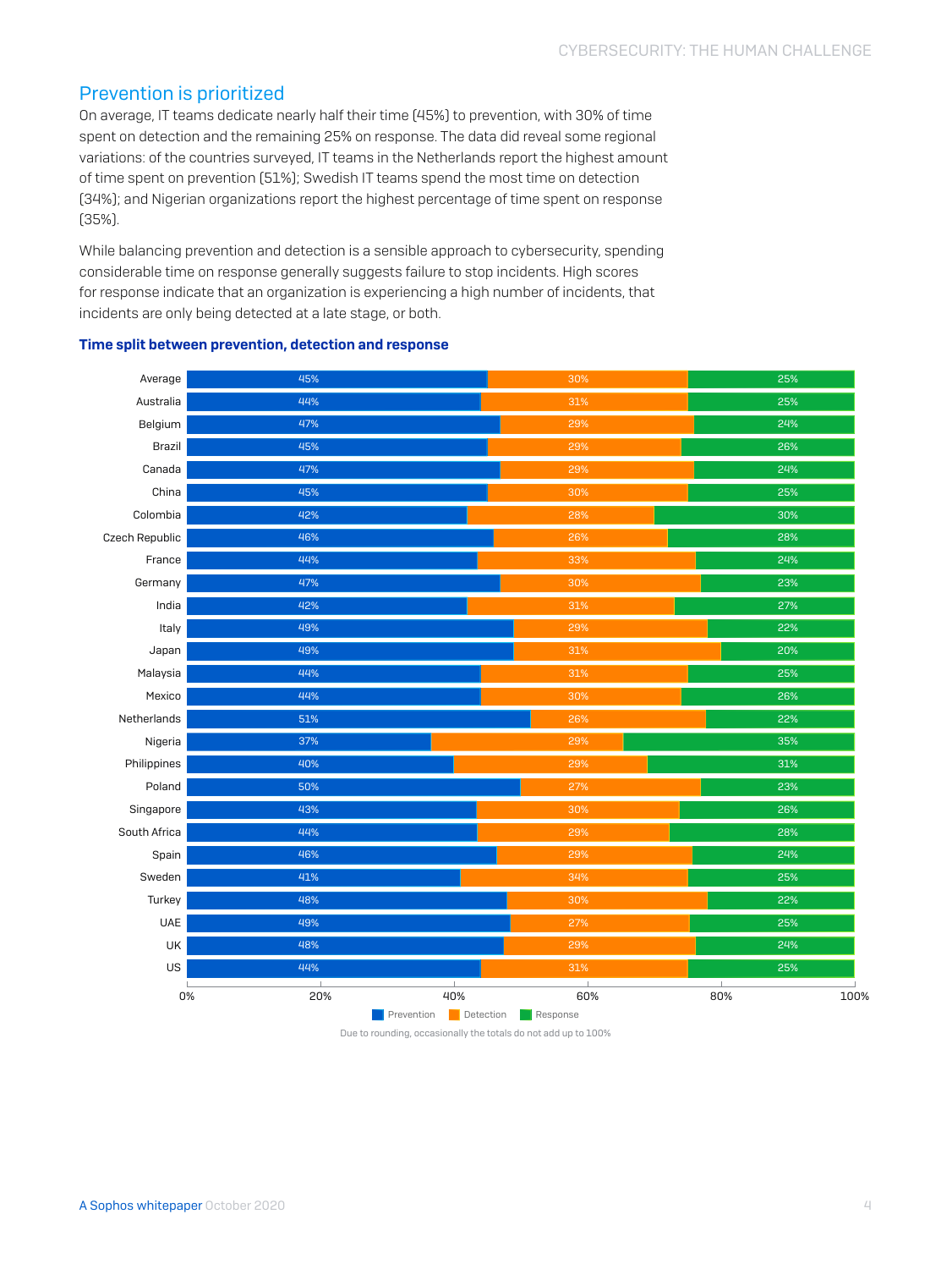## Prevention is prioritized

On average, IT teams dedicate nearly half their time (45%) to prevention, with 30% of time spent on detection and the remaining 25% on response. The data did reveal some regional variations: of the countries surveyed, IT teams in the Netherlands report the highest amount of time spent on prevention (51%); Swedish IT teams spend the most time on detection (34%); and Nigerian organizations report the highest percentage of time spent on response (35%).

While balancing prevention and detection is a sensible approach to cybersecurity, spending considerable time on response generally suggests failure to stop incidents. High scores for response indicate that an organization is experiencing a high number of incidents, that incidents are only being detected at a late stage, or both.

**Time split between prevention, detection and response**

| | Prevention | Detection | Response |
|---|---|---|---|
| Average | 45% | 30% | 25% |
| Australia | 44% | 31% | 25% |
| Belgium | 47% | 29% | 24% |
| Brazil | 45% | 29% | 26% |
| Canada | 47% | 29% | 24% |
| China | 45% | 30% | 25% |
| Colombia | 42% | 28% | 30% |
| Czech Republic | 46% | 26% | 28% |
| France | 44% | 33% | 24% |
| Germany | 47% | 30% | 23% |
| India | 42% | 31% | 27% |
| Italy | 49% | 29% | 22% |
| Japan | 49% | 31% | 20% |
| Malaysia | 44% | 31% | 25% |
| Mexico | 44% | 30% | 26% |
| Netherlands | 51% | 26% | 22% |
| Nigeria | 37% | 29% | 35% |
| Philippines | 40% | 29% | 31% |
| Poland | 50% | 27% | 23% |
| Singapore | 43% | 30% | 26% |
| South Africa | 44% | 29% | 28% |
| Spain | 46% | 29% | 24% |
| Sweden | 41% | 34% | 25% |
| Turkey | 48% | 30% | 22% |
| UAE | 49% | 27% | 25% |
| UK | 48% | 29% | 24% |
| US | 44% | 31% | 25% |

Due to rounding, occasionally the totals do not add up to 100%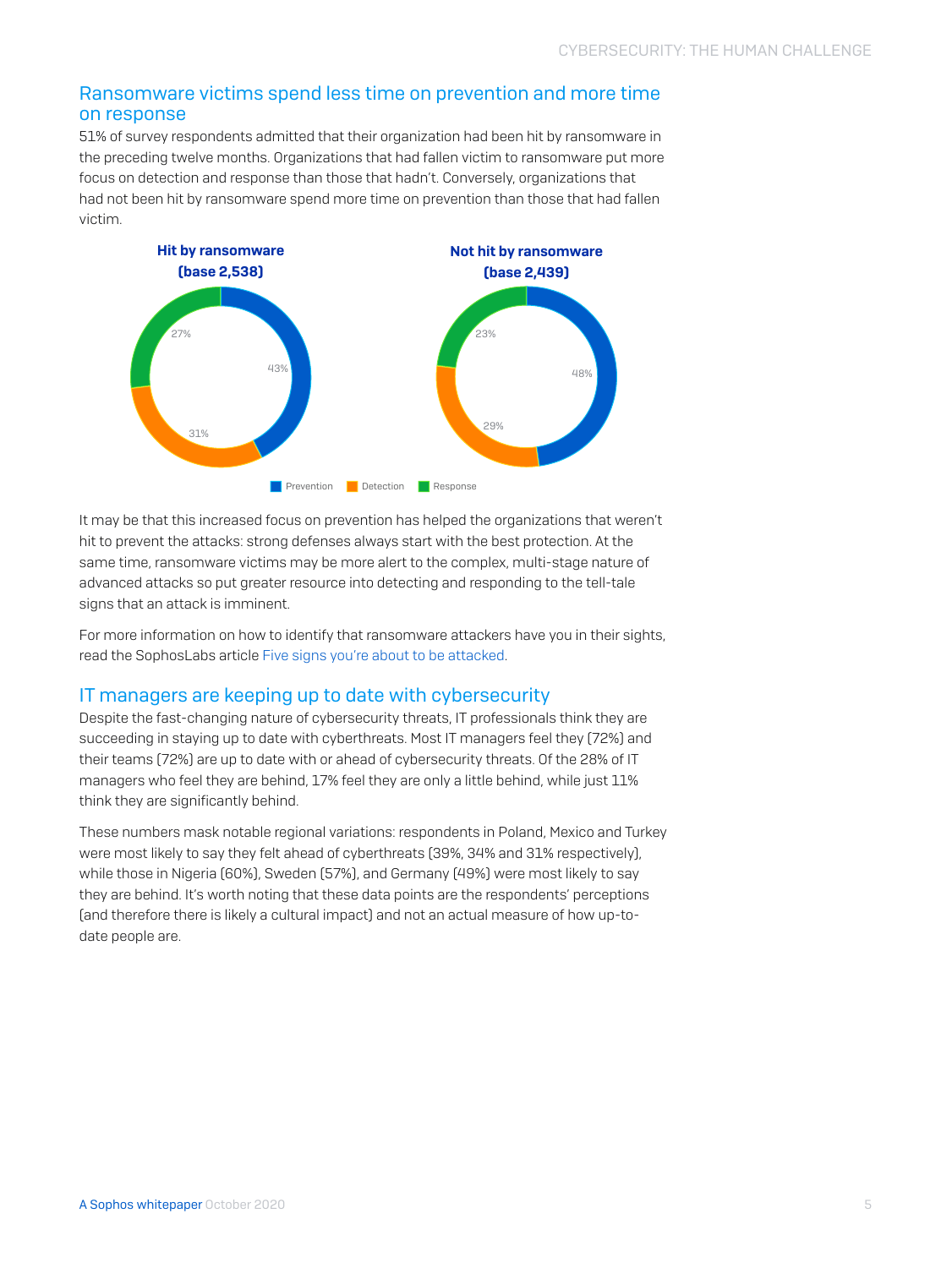## Ransomware victims spend less time on prevention and more time on response

51% of survey respondents admitted that their organization had been hit by ransomware in the preceding twelve months. Organizations that had fallen victim to ransomware put more focus on detection and response than those that hadn't. Conversely, organizations that had not been hit by ransomware spend more time on prevention than those that had fallen victim.

| | Hit by ransomware (base 2,538) | Not hit by ransomware (base 2,439) |
|---|---|---|
| Prevention | 43% | 48% |
| Detection | 31% | 29% |
| Response | 27% | 23% |

It may be that this increased focus on prevention has helped the organizations that weren't hit to prevent the attacks: strong defenses always start with the best protection. At the same time, ransomware victims may be more alert to the complex, multi-stage nature of advanced attacks so put greater resource into detecting and responding to the tell-tale signs that an attack is imminent.

For more information on how to identify that ransomware attackers have you in their sights, read the SophosLabs article Five signs you're about to be attacked.

## IT managers are keeping up to date with cybersecurity

Despite the fast-changing nature of cybersecurity threats, IT professionals think they are succeeding in staying up to date with cyberthreats. Most IT managers feel they (72%) and their teams (72%) are up to date with or ahead of cybersecurity threats. Of the 28% of IT managers who feel they are behind, 17% feel they are only a little behind, while just 11% think they are significantly behind.

These numbers mask notable regional variations: respondents in Poland, Mexico and Turkey were most likely to say they felt ahead of cyberthreats (39%, 34% and 31% respectively), while those in Nigeria (60%), Sweden (57%), and Germany (49%) were most likely to say they are behind. It's worth noting that these data points are the respondents' perceptions (and therefore there is likely a cultural impact) and not an actual measure of how up-to-date people are.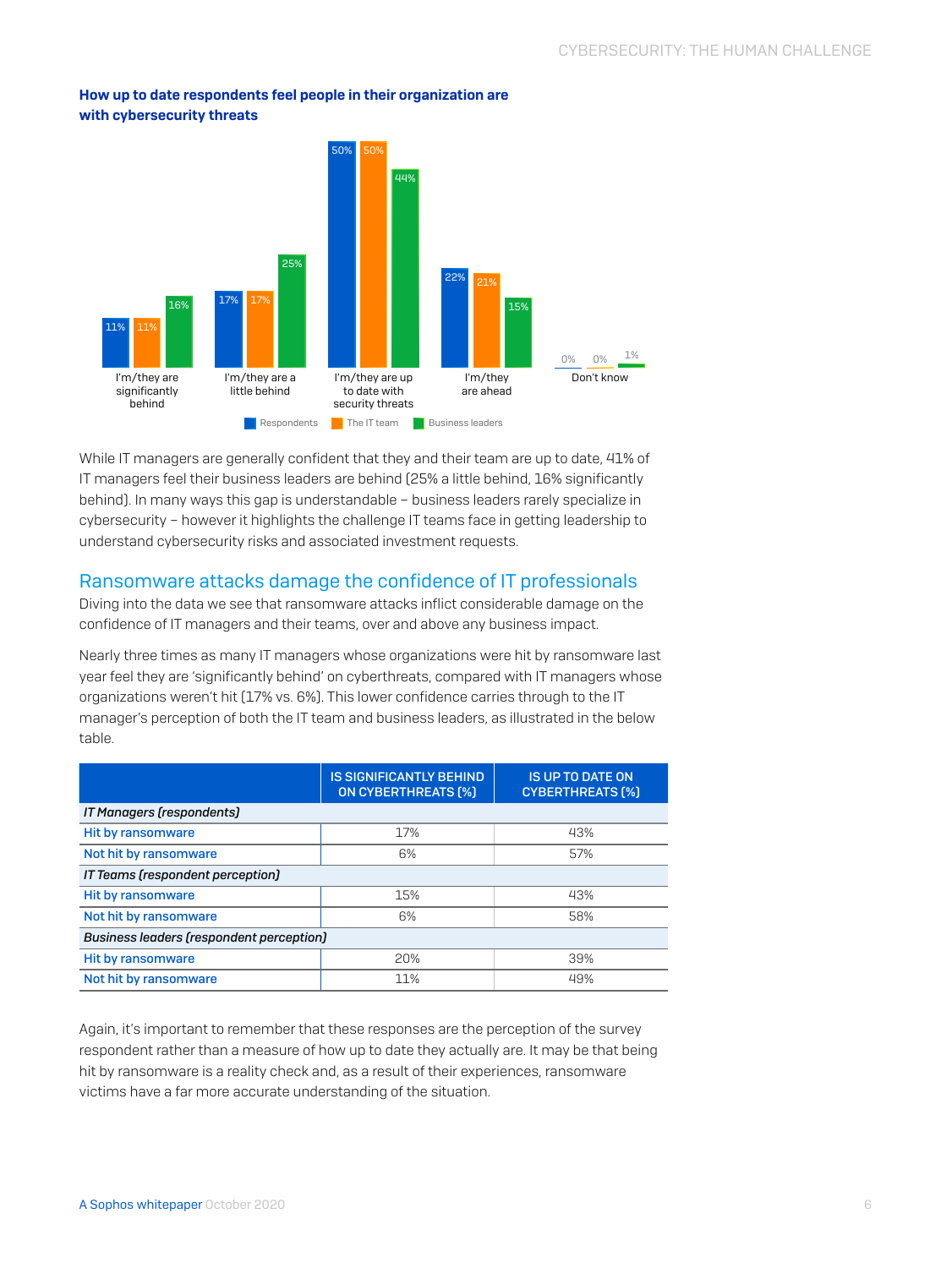**How up to date respondents feel people in their organization are with cybersecurity threats**

| | I'm/they are significantly behind | I'm/they are a little behind | I'm/they are up to date with security threats | I'm/they are ahead | Don't know |
|---|---|---|---|---|---|
| Respondents | 11% | 17% | 50% | 22% | 0% |
| The IT team | 11% | 17% | 50% | 21% | 0% |
| Business leaders | 16% | 25% | 44% | 15% | 1% |

While IT managers are generally confident that they and their team are up to date, 41% of IT managers feel their business leaders are behind (25% a little behind, 16% significantly behind). In many ways this gap is understandable – business leaders rarely specialize in cybersecurity – however it highlights the challenge IT teams face in getting leadership to understand cybersecurity risks and associated investment requests.

## Ransomware attacks damage the confidence of IT professionals

Diving into the data we see that ransomware attacks inflict considerable damage on the confidence of IT managers and their teams, over and above any business impact.

Nearly three times as many IT managers whose organizations were hit by ransomware last year feel they are 'significantly behind' on cyberthreats, compared with IT managers whose organizations weren't hit (17% vs. 6%). This lower confidence carries through to the IT manager's perception of both the IT team and business leaders, as illustrated in the below table.

| | IS SIGNIFICANTLY BEHIND ON CYBERTHREATS (%) | IS UP TO DATE ON CYBERTHREATS (%) |
|---|---|---|
| *IT Managers (respondents)* | | |
| Hit by ransomware | 17% | 43% |
| Not hit by ransomware | 6% | 57% |
| *IT Teams (respondent perception)* | | |
| Hit by ransomware | 15% | 43% |
| Not hit by ransomware | 6% | 58% |
| *Business leaders (respondent perception)* | | |
| Hit by ransomware | 20% | 39% |
| Not hit by ransomware | 11% | 49% |

Again, it's important to remember that these responses are the perception of the survey respondent rather than a measure of how up to date they actually are. It may be that being hit by ransomware is a reality check and, as a result of their experiences, ransomware victims have a far more accurate understanding of the situation.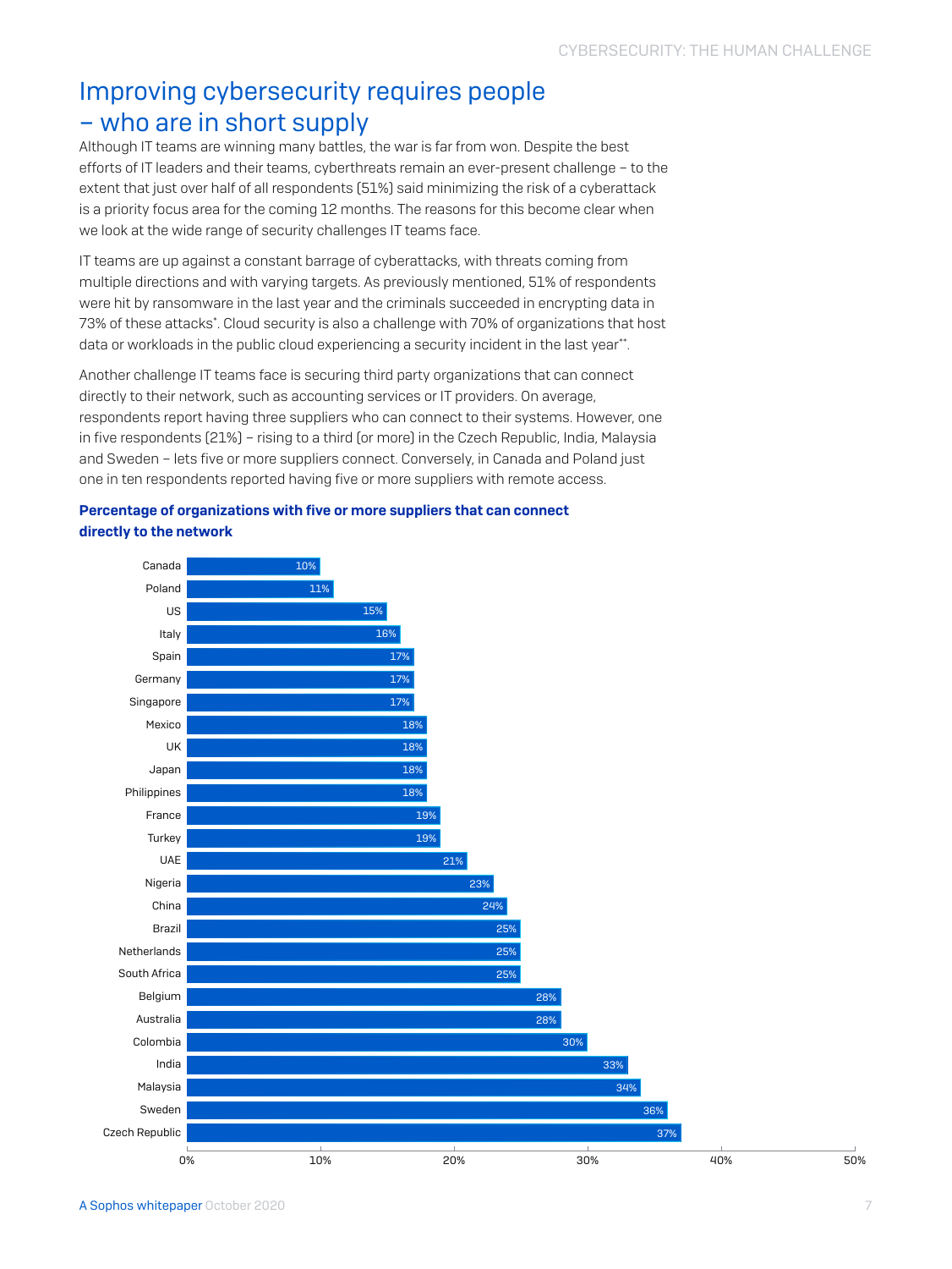# Improving cybersecurity requires people – who are in short supply

Although IT teams are winning many battles, the war is far from won. Despite the best efforts of IT leaders and their teams, cyberthreats remain an ever-present challenge – to the extent that just over half of all respondents (51%) said minimizing the risk of a cyberattack is a priority focus area for the coming 12 months. The reasons for this become clear when we look at the wide range of security challenges IT teams face.

IT teams are up against a constant barrage of cyberattacks, with threats coming from multiple directions and with varying targets. As previously mentioned, 51% of respondents were hit by ransomware in the last year and the criminals succeeded in encrypting data in 73% of these attacks*. Cloud security is also a challenge with 70% of organizations that host data or workloads in the public cloud experiencing a security incident in the last year**.

Another challenge IT teams face is securing third party organizations that can connect directly to their network, such as accounting services or IT providers. On average, respondents report having three suppliers who can connect to their systems. However, one in five respondents (21%) – rising to a third (or more) in the Czech Republic, India, Malaysia and Sweden – lets five or more suppliers connect. Conversely, in Canada and Poland just one in ten respondents reported having five or more suppliers with remote access.

**Percentage of organizations with five or more suppliers that can connect directly to the network**

| Country | Percentage |
|---|---|
| Canada | 10% |
| Poland | 11% |
| US | 15% |
| Italy | 16% |
| Spain | 17% |
| Germany | 17% |
| Singapore | 17% |
| Mexico | 18% |
| UK | 18% |
| Japan | 18% |
| Philippines | 18% |
| France | 19% |
| Turkey | 19% |
| UAE | 21% |
| Nigeria | 23% |
| China | 24% |
| Brazil | 25% |
| Netherlands | 25% |
| South Africa | 25% |
| Belgium | 28% |
| Australia | 28% |
| Colombia | 30% |
| India | 33% |
| Malaysia | 34% |
| Sweden | 36% |
| Czech Republic | 37% |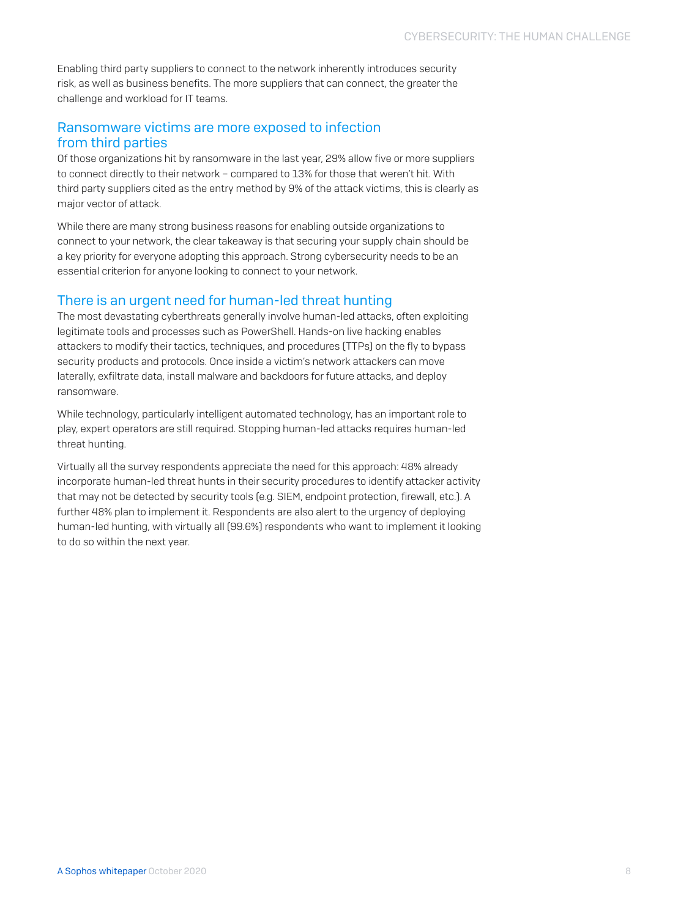Enabling third party suppliers to connect to the network inherently introduces security risk, as well as business benefits. The more suppliers that can connect, the greater the challenge and workload for IT teams.

## Ransomware victims are more exposed to infection from third parties

Of those organizations hit by ransomware in the last year, 29% allow five or more suppliers to connect directly to their network – compared to 13% for those that weren't hit. With third party suppliers cited as the entry method by 9% of the attack victims, this is clearly as major vector of attack.

While there are many strong business reasons for enabling outside organizations to connect to your network, the clear takeaway is that securing your supply chain should be a key priority for everyone adopting this approach. Strong cybersecurity needs to be an essential criterion for anyone looking to connect to your network.

## There is an urgent need for human-led threat hunting

The most devastating cyberthreats generally involve human-led attacks, often exploiting legitimate tools and processes such as PowerShell. Hands-on live hacking enables attackers to modify their tactics, techniques, and procedures (TTPs) on the fly to bypass security products and protocols. Once inside a victim's network attackers can move laterally, exfiltrate data, install malware and backdoors for future attacks, and deploy ransomware.

While technology, particularly intelligent automated technology, has an important role to play, expert operators are still required. Stopping human-led attacks requires human-led threat hunting.

Virtually all the survey respondents appreciate the need for this approach: 48% already incorporate human-led threat hunts in their security procedures to identify attacker activity that may not be detected by security tools (e.g. SIEM, endpoint protection, firewall, etc.). A further 48% plan to implement it. Respondents are also alert to the urgency of deploying human-led hunting, with virtually all (99.6%) respondents who want to implement it looking to do so within the next year.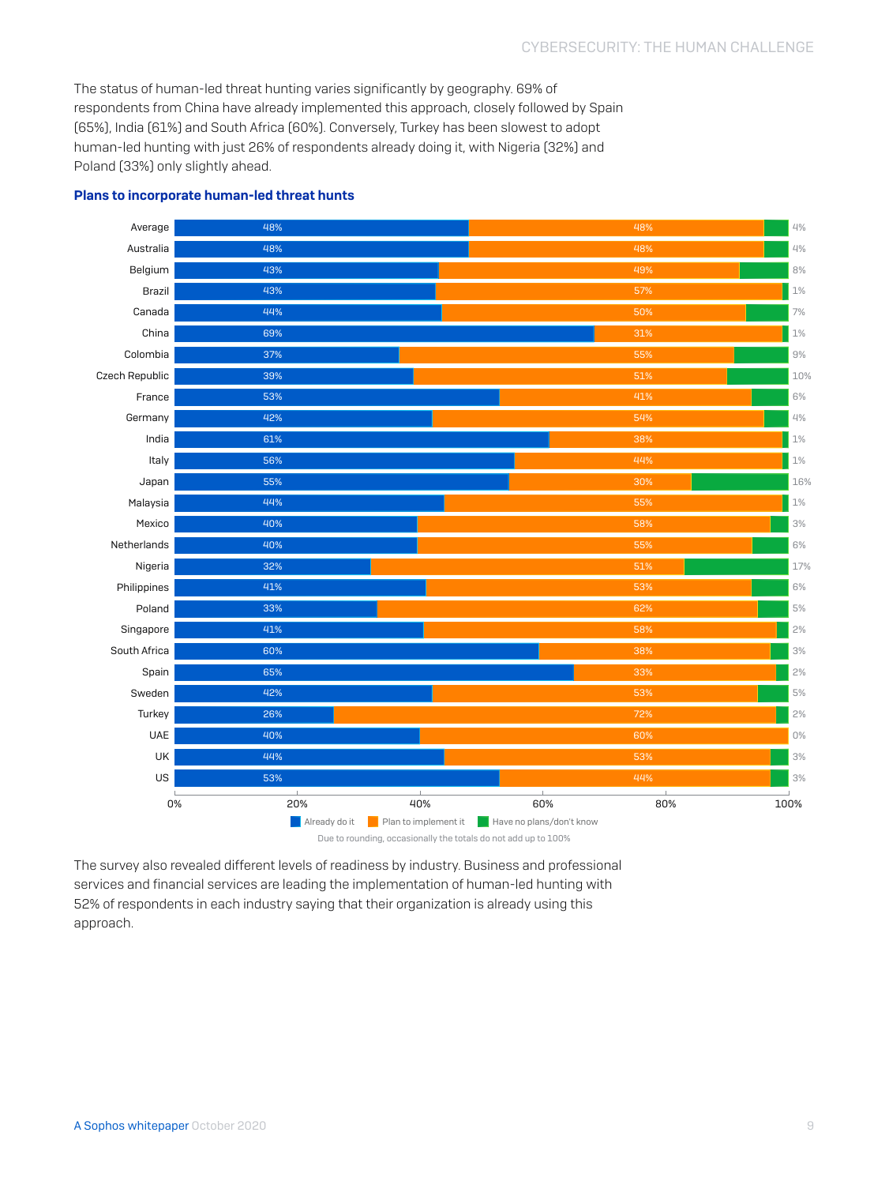The status of human-led threat hunting varies significantly by geography. 69% of respondents from China have already implemented this approach, closely followed by Spain (65%), India (61%) and South Africa (60%). Conversely, Turkey has been slowest to adopt human-led hunting with just 26% of respondents already doing it, with Nigeria (32%) and Poland (33%) only slightly ahead.

**Plans to incorporate human-led threat hunts**

| | Already do it | Plan to implement it | Have no plans/don't know |
|---|---|---|---|
| Average | 48% | 48% | 4% |
| Australia | 48% | 48% | 4% |
| Belgium | 43% | 49% | 8% |
| Brazil | 43% | 57% | 1% |
| Canada | 44% | 50% | 7% |
| China | 69% | 31% | 1% |
| Colombia | 37% | 55% | 9% |
| Czech Republic | 39% | 51% | 10% |
| France | 53% | 41% | 6% |
| Germany | 42% | 54% | 4% |
| India | 61% | 38% | 1% |
| Italy | 56% | 44% | 1% |
| Japan | 55% | 30% | 16% |
| Malaysia | 44% | 55% | 1% |
| Mexico | 40% | 58% | 3% |
| Netherlands | 40% | 55% | 6% |
| Nigeria | 32% | 51% | 17% |
| Philippines | 41% | 53% | 6% |
| Poland | 33% | 62% | 5% |
| Singapore | 41% | 58% | 2% |
| South Africa | 60% | 38% | 3% |
| Spain | 65% | 33% | 2% |
| Sweden | 42% | 53% | 5% |
| Turkey | 26% | 72% | 2% |
| UAE | 40% | 60% | 0% |
| UK | 44% | 53% | 3% |
| US | 53% | 44% | 3% |

Due to rounding, occasionally the totals do not add up to 100%

The survey also revealed different levels of readiness by industry. Business and professional services and financial services are leading the implementation of human-led hunting with 52% of respondents in each industry saying that their organization is already using this approach.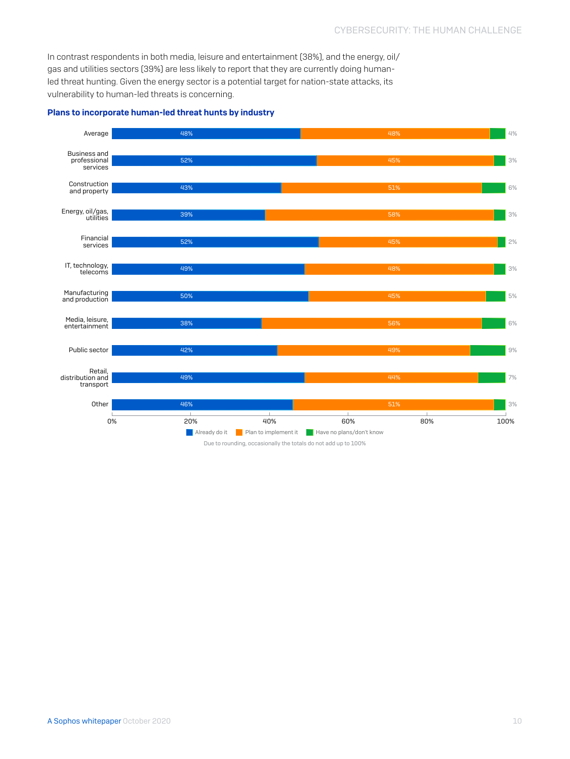In contrast respondents in both media, leisure and entertainment (38%), and the energy, oil/gas and utilities sectors (39%) are less likely to report that they are currently doing human-led threat hunting. Given the energy sector is a potential target for nation-state attacks, its vulnerability to human-led threats is concerning.

**Plans to incorporate human-led threat hunts by industry**

| Industry | Already do it | Plan to implement it | Have no plans/don't know |
|---|---|---|---|
| Average | 48% | 48% | 4% |
| Business and professional services | 52% | 45% | 3% |
| Construction and property | 43% | 51% | 6% |
| Energy, oil/gas, utilities | 39% | 58% | 3% |
| Financial services | 52% | 45% | 2% |
| IT, technology, telecoms | 49% | 48% | 3% |
| Manufacturing and production | 50% | 45% | 5% |
| Media, leisure, entertainment | 38% | 56% | 6% |
| Public sector | 42% | 49% | 9% |
| Retail, distribution and transport | 49% | 44% | 7% |
| Other | 46% | 51% | 3% |

Due to rounding, occasionally the totals do not add up to 100%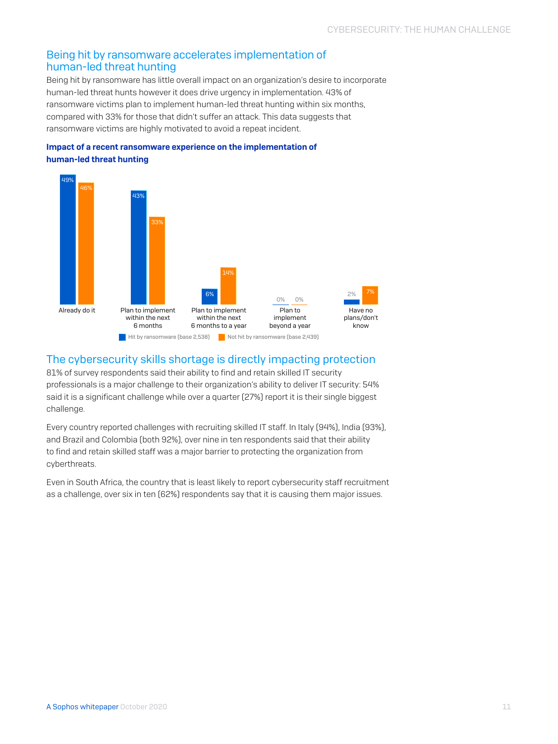## Being hit by ransomware accelerates implementation of human-led threat hunting

Being hit by ransomware has little overall impact on an organization's desire to incorporate human-led threat hunts however it does drive urgency in implementation. 43% of ransomware victims plan to implement human-led threat hunting within six months, compared with 33% for those that didn't suffer an attack. This data suggests that ransomware victims are highly motivated to avoid a repeat incident.

**Impact of a recent ransomware experience on the implementation of human-led threat hunting**

| | Hit by ransomware (base 2,538) | Not hit by ransomware (base 2,439) |
|---|---|---|
| Already do it | 49% | 46% |
| Plan to implement within the next 6 months | 43% | 33% |
| Plan to implement within the next 6 months to a year | 6% | 14% |
| Plan to implement beyond a year | 0% | 0% |
| Have no plans/don't know | 2% | 7% |

## The cybersecurity skills shortage is directly impacting protection

81% of survey respondents said their ability to find and retain skilled IT security professionals is a major challenge to their organization's ability to deliver IT security: 54% said it is a significant challenge while over a quarter (27%) report it is their single biggest challenge.

Every country reported challenges with recruiting skilled IT staff. In Italy (94%), India (93%), and Brazil and Colombia (both 92%), over nine in ten respondents said that their ability to find and retain skilled staff was a major barrier to protecting the organization from cyberthreats.

Even in South Africa, the country that is least likely to report cybersecurity staff recruitment as a challenge, over six in ten (62%) respondents say that it is causing them major issues.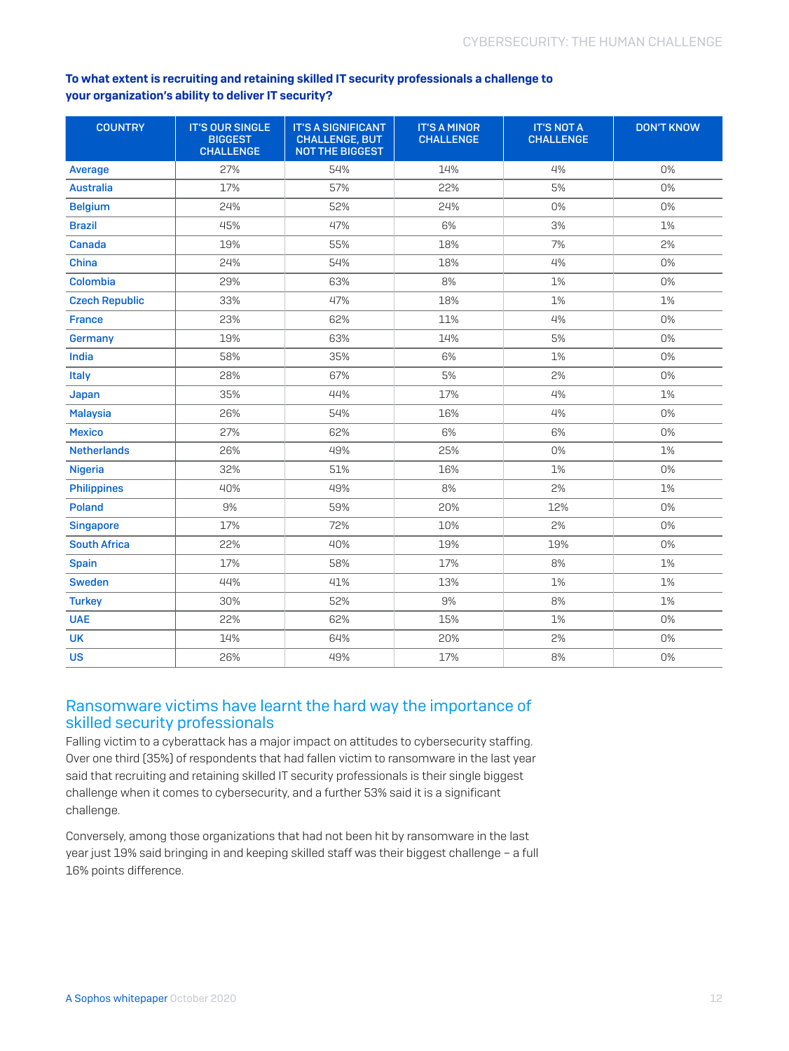**To what extent is recruiting and retaining skilled IT security professionals a challenge to your organization's ability to deliver IT security?**

| COUNTRY | IT'S OUR SINGLE BIGGEST CHALLENGE | IT'S A SIGNIFICANT CHALLENGE, BUT NOT THE BIGGEST | IT'S A MINOR CHALLENGE | IT'S NOT A CHALLENGE | DON'T KNOW |
|---|---|---|---|---|---|
| Average | 27% | 54% | 14% | 4% | 0% |
| Australia | 17% | 57% | 22% | 5% | 0% |
| Belgium | 24% | 52% | 24% | 0% | 0% |
| Brazil | 45% | 47% | 6% | 3% | 1% |
| Canada | 19% | 55% | 18% | 7% | 2% |
| China | 24% | 54% | 18% | 4% | 0% |
| Colombia | 29% | 63% | 8% | 1% | 0% |
| Czech Republic | 33% | 47% | 18% | 1% | 1% |
| France | 23% | 62% | 11% | 4% | 0% |
| Germany | 19% | 63% | 14% | 5% | 0% |
| India | 58% | 35% | 6% | 1% | 0% |
| Italy | 28% | 67% | 5% | 2% | 0% |
| Japan | 35% | 44% | 17% | 4% | 1% |
| Malaysia | 26% | 54% | 16% | 4% | 0% |
| Mexico | 27% | 62% | 6% | 6% | 0% |
| Netherlands | 26% | 49% | 25% | 0% | 1% |
| Nigeria | 32% | 51% | 16% | 1% | 0% |
| Philippines | 40% | 49% | 8% | 2% | 1% |
| Poland | 9% | 59% | 20% | 12% | 0% |
| Singapore | 17% | 72% | 10% | 2% | 0% |
| South Africa | 22% | 40% | 19% | 19% | 0% |
| Spain | 17% | 58% | 17% | 8% | 1% |
| Sweden | 44% | 41% | 13% | 1% | 1% |
| Turkey | 30% | 52% | 9% | 8% | 1% |
| UAE | 22% | 62% | 15% | 1% | 0% |
| UK | 14% | 64% | 20% | 2% | 0% |
| US | 26% | 49% | 17% | 8% | 0% |

## Ransomware victims have learnt the hard way the importance of skilled security professionals

Falling victim to a cyberattack has a major impact on attitudes to cybersecurity staffing. Over one third (35%) of respondents that had fallen victim to ransomware in the last year said that recruiting and retaining skilled IT security professionals is their single biggest challenge when it comes to cybersecurity, and a further 53% said it is a significant challenge.

Conversely, among those organizations that had not been hit by ransomware in the last year just 19% said bringing in and keeping skilled staff was their biggest challenge – a full 16% points difference.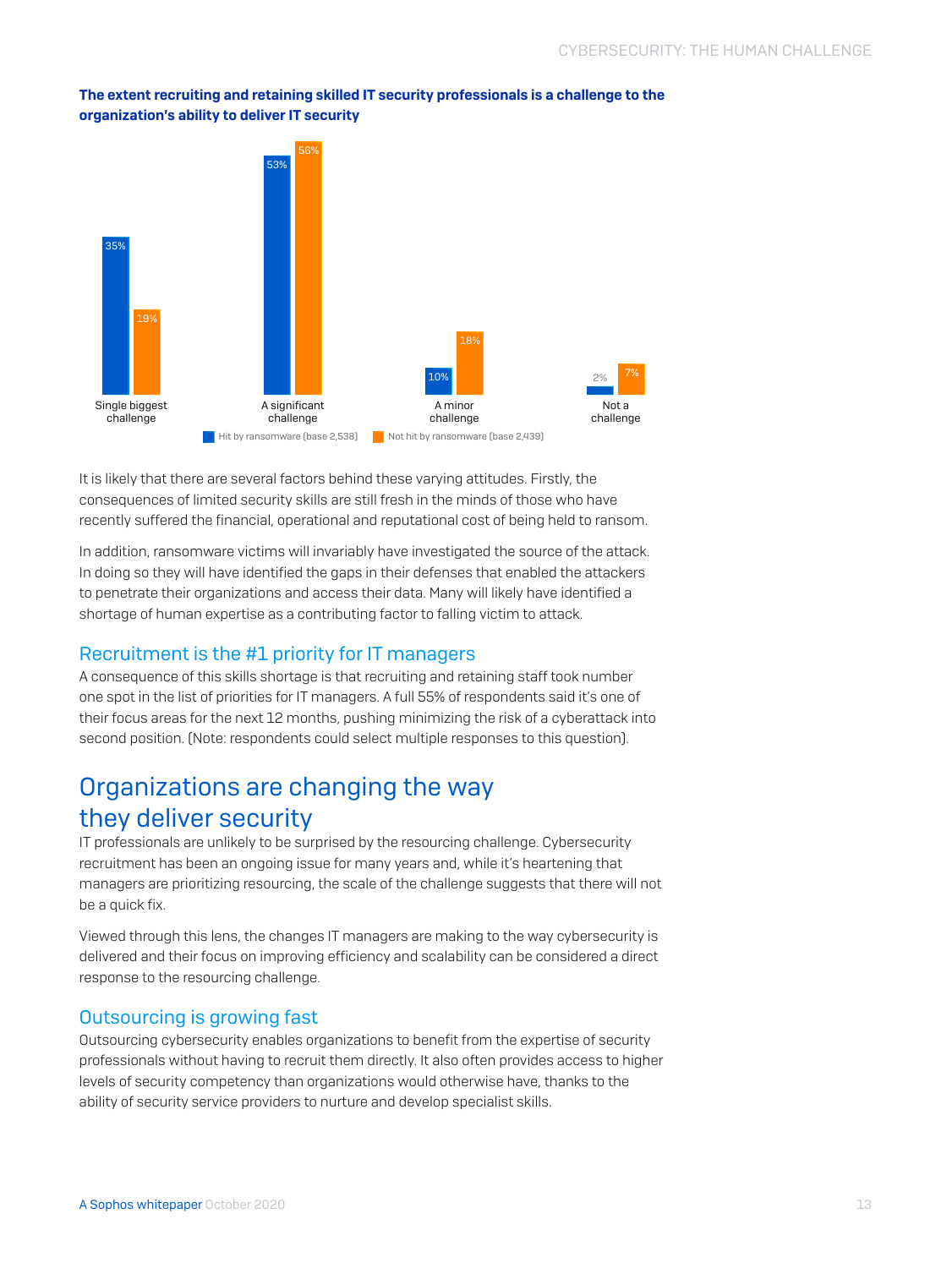**The extent recruiting and retaining skilled IT security professionals is a challenge to the organization's ability to deliver IT security**

| | Hit by ransomware (base 2,538) | Not hit by ransomware (base 2,439) |
|---|---|---|
| Single biggest challenge | 35% | 19% |
| A significant challenge | 53% | 56% |
| A minor challenge | 10% | 18% |
| Not a challenge | 2% | 7% |

It is likely that there are several factors behind these varying attitudes. Firstly, the consequences of limited security skills are still fresh in the minds of those who have recently suffered the financial, operational and reputational cost of being held to ransom.

In addition, ransomware victims will invariably have investigated the source of the attack. In doing so they will have identified the gaps in their defenses that enabled the attackers to penetrate their organizations and access their data. Many will likely have identified a shortage of human expertise as a contributing factor to falling victim to attack.

### Recruitment is the #1 priority for IT managers

A consequence of this skills shortage is that recruiting and retaining staff took number one spot in the list of priorities for IT managers. A full 55% of respondents said it's one of their focus areas for the next 12 months, pushing minimizing the risk of a cyberattack into second position. (Note: respondents could select multiple responses to this question).

## Organizations are changing the way they deliver security

IT professionals are unlikely to be surprised by the resourcing challenge. Cybersecurity recruitment has been an ongoing issue for many years and, while it's heartening that managers are prioritizing resourcing, the scale of the challenge suggests that there will not be a quick fix.

Viewed through this lens, the changes IT managers are making to the way cybersecurity is delivered and their focus on improving efficiency and scalability can be considered a direct response to the resourcing challenge.

### Outsourcing is growing fast

Outsourcing cybersecurity enables organizations to benefit from the expertise of security professionals without having to recruit them directly. It also often provides access to higher levels of security competency than organizations would otherwise have, thanks to the ability of security service providers to nurture and develop specialist skills.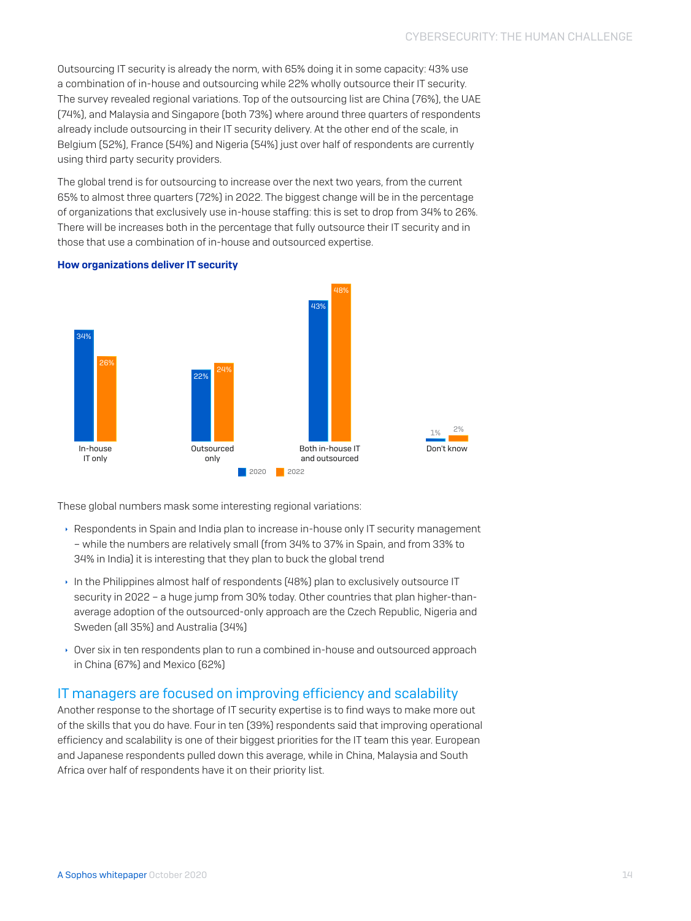Outsourcing IT security is already the norm, with 65% doing it in some capacity: 43% use a combination of in-house and outsourcing while 22% wholly outsource their IT security. The survey revealed regional variations. Top of the outsourcing list are China (76%), the UAE (74%), and Malaysia and Singapore (both 73%) where around three quarters of respondents already include outsourcing in their IT security delivery. At the other end of the scale, in Belgium (52%), France (54%) and Nigeria (54%) just over half of respondents are currently using third party security providers.

The global trend is for outsourcing to increase over the next two years, from the current 65% to almost three quarters (72%) in 2022. The biggest change will be in the percentage of organizations that exclusively use in-house staffing: this is set to drop from 34% to 26%. There will be increases both in the percentage that fully outsource their IT security and in those that use a combination of in-house and outsourced expertise.

**How organizations deliver IT security**

| | 2020 | 2022 |
|---|---|---|
| In-house IT only | 34% | 26% |
| Outsourced only | 22% | 24% |
| Both in-house IT and outsourced | 43% | 48% |
| Don't know | 1% | 2% |

These global numbers mask some interesting regional variations:

- Respondents in Spain and India plan to increase in-house only IT security management – while the numbers are relatively small (from 34% to 37% in Spain, and from 33% to 34% in India) it is interesting that they plan to buck the global trend
- In the Philippines almost half of respondents (48%) plan to exclusively outsource IT security in 2022 – a huge jump from 30% today. Other countries that plan higher-than-average adoption of the outsourced-only approach are the Czech Republic, Nigeria and Sweden (all 35%) and Australia (34%)
- Over six in ten respondents plan to run a combined in-house and outsourced approach in China (67%) and Mexico (62%)

## IT managers are focused on improving efficiency and scalability

Another response to the shortage of IT security expertise is to find ways to make more out of the skills that you do have. Four in ten (39%) respondents said that improving operational efficiency and scalability is one of their biggest priorities for the IT team this year. European and Japanese respondents pulled down this average, while in China, Malaysia and South Africa over half of respondents have it on their priority list.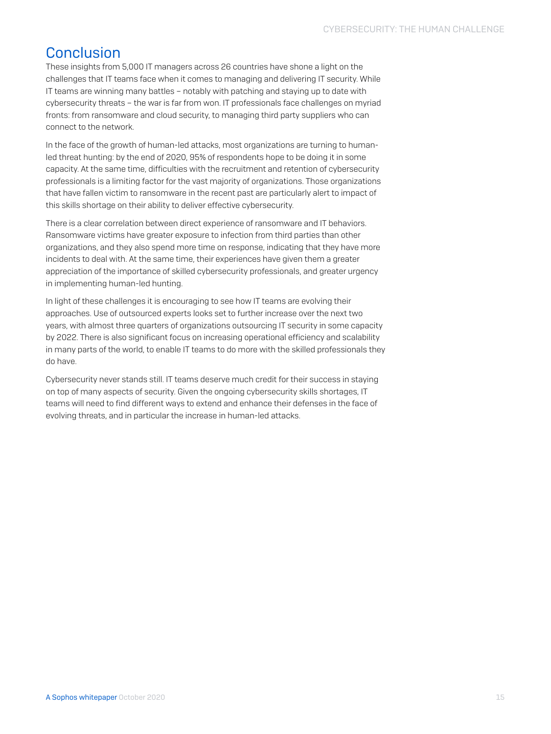# Conclusion

These insights from 5,000 IT managers across 26 countries have shone a light on the challenges that IT teams face when it comes to managing and delivering IT security. While IT teams are winning many battles – notably with patching and staying up to date with cybersecurity threats – the war is far from won. IT professionals face challenges on myriad fronts: from ransomware and cloud security, to managing third party suppliers who can connect to the network.

In the face of the growth of human-led attacks, most organizations are turning to human-led threat hunting: by the end of 2020, 95% of respondents hope to be doing it in some capacity. At the same time, difficulties with the recruitment and retention of cybersecurity professionals is a limiting factor for the vast majority of organizations. Those organizations that have fallen victim to ransomware in the recent past are particularly alert to impact of this skills shortage on their ability to deliver effective cybersecurity.

There is a clear correlation between direct experience of ransomware and IT behaviors. Ransomware victims have greater exposure to infection from third parties than other organizations, and they also spend more time on response, indicating that they have more incidents to deal with. At the same time, their experiences have given them a greater appreciation of the importance of skilled cybersecurity professionals, and greater urgency in implementing human-led hunting.

In light of these challenges it is encouraging to see how IT teams are evolving their approaches. Use of outsourced experts looks set to further increase over the next two years, with almost three quarters of organizations outsourcing IT security in some capacity by 2022. There is also significant focus on increasing operational efficiency and scalability in many parts of the world, to enable IT teams to do more with the skilled professionals they do have.

Cybersecurity never stands still. IT teams deserve much credit for their success in staying on top of many aspects of security. Given the ongoing cybersecurity skills shortages, IT teams will need to find different ways to extend and enhance their defenses in the face of evolving threats, and in particular the increase in human-led attacks.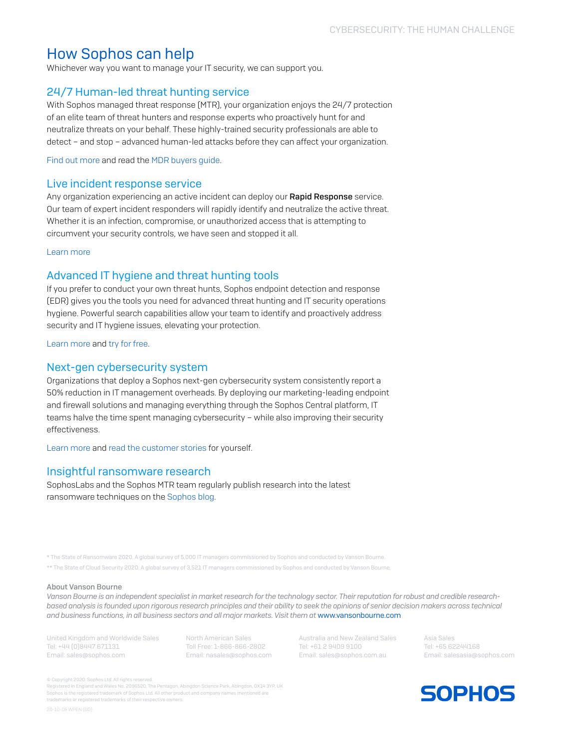# How Sophos can help

Whichever way you want to manage your IT security, we can support you.

## 24/7 Human-led threat hunting service

With Sophos managed threat response (MTR), your organization enjoys the 24/7 protection of an elite team of threat hunters and response experts who proactively hunt for and neutralize threats on your behalf. These highly-trained security professionals are able to detect – and stop – advanced human-led attacks before they can affect your organization.

Find out more and read the MDR buyers guide.

## Live incident response service

Any organization experiencing an active incident can deploy our **Rapid Response** service. Our team of expert incident responders will rapidly identify and neutralize the active threat. Whether it is an infection, compromise, or unauthorized access that is attempting to circumvent your security controls, we have seen and stopped it all.

Learn more

## Advanced IT hygiene and threat hunting tools

If you prefer to conduct your own threat hunts, Sophos endpoint detection and response (EDR) gives you the tools you need for advanced threat hunting and IT security operations hygiene. Powerful search capabilities allow your team to identify and proactively address security and IT hygiene issues, elevating your protection.

Learn more and try for free.

## Next-gen cybersecurity system

Organizations that deploy a Sophos next-gen cybersecurity system consistently report a 50% reduction in IT management overheads. By deploying our marketing-leading endpoint and firewall solutions and managing everything through the Sophos Central platform, IT teams halve the time spent managing cybersecurity – while also improving their security effectiveness.

Learn more and read the customer stories for yourself.

## Insightful ransomware research

SophosLabs and the Sophos MTR team regularly publish research into the latest ransomware techniques on the Sophos blog.

\* The State of Ransomware 2020. A global survey of 5,000 IT managers commissioned by Sophos and conducted by Vanson Bourne.

\*\* The State of Cloud Security 2020. A global survey of 3,521 IT managers commissioned by Sophos and conducted by Vanson Bourne.

**About Vanson Bourne**

*Vanson Bourne is an independent specialist in market research for the technology sector. Their reputation for robust and credible research-based analysis is founded upon rigorous research principles and their ability to seek the opinions of senior decision makers across technical and business functions, in all business sectors and all major markets. Visit them at* www.vansonbourne.com

United Kingdom and Worldwide Sales
Tel: +44 (0)8447 671131
Email: sales@sophos.com

North American Sales
Toll Free: 1-866-866-2802
Email: nasales@sophos.com

Australia and New Zealand Sales
Tel: +61 2 9409 9100
Email: sales@sophos.com.au

Asia Sales
Tel: +65 62244168
Email: salesasia@sophos.com

© Copyright 2020. Sophos Ltd. All rights reserved.
Registered in England and Wales No. 2096520, The Pentagon, Abingdon Science Park, Abingdon, OX14 3YP, UK
Sophos is the registered trademark of Sophos Ltd. All other product and company names mentioned are trademarks or registered trademarks of their respective owners.

20-10-05 WPEN (DD)

SOPHOS